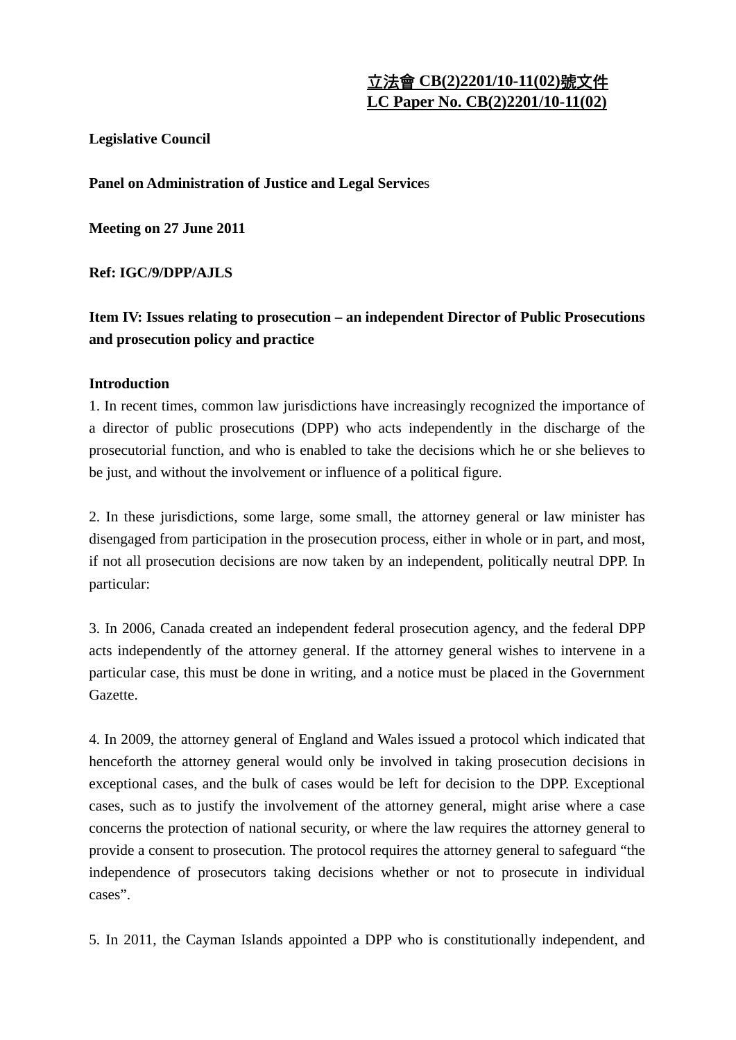立法會 CB(2)2201/10-11(02)號文件
LC Paper No. CB(2)2201/10-11(02)

**Legislative Council**

**Panel on Administration of Justice and Legal Services**

**Meeting on 27 June 2011**

**Ref: IGC/9/DPP/AJLS**

**Item IV: Issues relating to prosecution – an independent Director of Public Prosecutions and prosecution policy and practice**

**Introduction**

1. In recent times, common law jurisdictions have increasingly recognized the importance of a director of public prosecutions (DPP) who acts independently in the discharge of the prosecutorial function, and who is enabled to take the decisions which he or she believes to be just, and without the involvement or influence of a political figure.

2. In these jurisdictions, some large, some small, the attorney general or law minister has disengaged from participation in the prosecution process, either in whole or in part, and most, if not all prosecution decisions are now taken by an independent, politically neutral DPP. In particular:

3. In 2006, Canada created an independent federal prosecution agency, and the federal DPP acts independently of the attorney general. If the attorney general wishes to intervene in a particular case, this must be done in writing, and a notice must be placed in the Government Gazette.

4. In 2009, the attorney general of England and Wales issued a protocol which indicated that henceforth the attorney general would only be involved in taking prosecution decisions in exceptional cases, and the bulk of cases would be left for decision to the DPP. Exceptional cases, such as to justify the involvement of the attorney general, might arise where a case concerns the protection of national security, or where the law requires the attorney general to provide a consent to prosecution. The protocol requires the attorney general to safeguard "the independence of prosecutors taking decisions whether or not to prosecute in individual cases".

5. In 2011, the Cayman Islands appointed a DPP who is constitutionally independent, and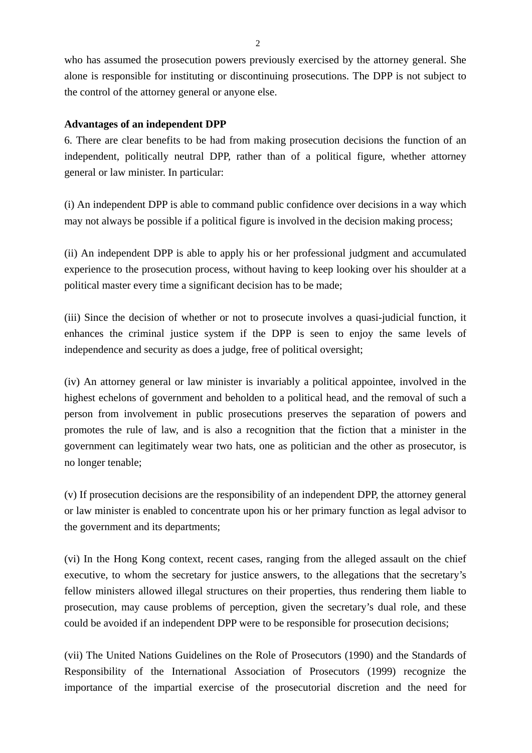who has assumed the prosecution powers previously exercised by the attorney general. She alone is responsible for instituting or discontinuing prosecutions. The DPP is not subject to the control of the attorney general or anyone else.

**Advantages of an independent DPP**

6. There are clear benefits to be had from making prosecution decisions the function of an independent, politically neutral DPP, rather than of a political figure, whether attorney general or law minister. In particular:

(i) An independent DPP is able to command public confidence over decisions in a way which may not always be possible if a political figure is involved in the decision making process;

(ii) An independent DPP is able to apply his or her professional judgment and accumulated experience to the prosecution process, without having to keep looking over his shoulder at a political master every time a significant decision has to be made;

(iii) Since the decision of whether or not to prosecute involves a quasi-judicial function, it enhances the criminal justice system if the DPP is seen to enjoy the same levels of independence and security as does a judge, free of political oversight;

(iv) An attorney general or law minister is invariably a political appointee, involved in the highest echelons of government and beholden to a political head, and the removal of such a person from involvement in public prosecutions preserves the separation of powers and promotes the rule of law, and is also a recognition that the fiction that a minister in the government can legitimately wear two hats, one as politician and the other as prosecutor, is no longer tenable;

(v) If prosecution decisions are the responsibility of an independent DPP, the attorney general or law minister is enabled to concentrate upon his or her primary function as legal advisor to the government and its departments;

(vi) In the Hong Kong context, recent cases, ranging from the alleged assault on the chief executive, to whom the secretary for justice answers, to the allegations that the secretary's fellow ministers allowed illegal structures on their properties, thus rendering them liable to prosecution, may cause problems of perception, given the secretary's dual role, and these could be avoided if an independent DPP were to be responsible for prosecution decisions;

(vii) The United Nations Guidelines on the Role of Prosecutors (1990) and the Standards of Responsibility of the International Association of Prosecutors (1999) recognize the importance of the impartial exercise of the prosecutorial discretion and the need for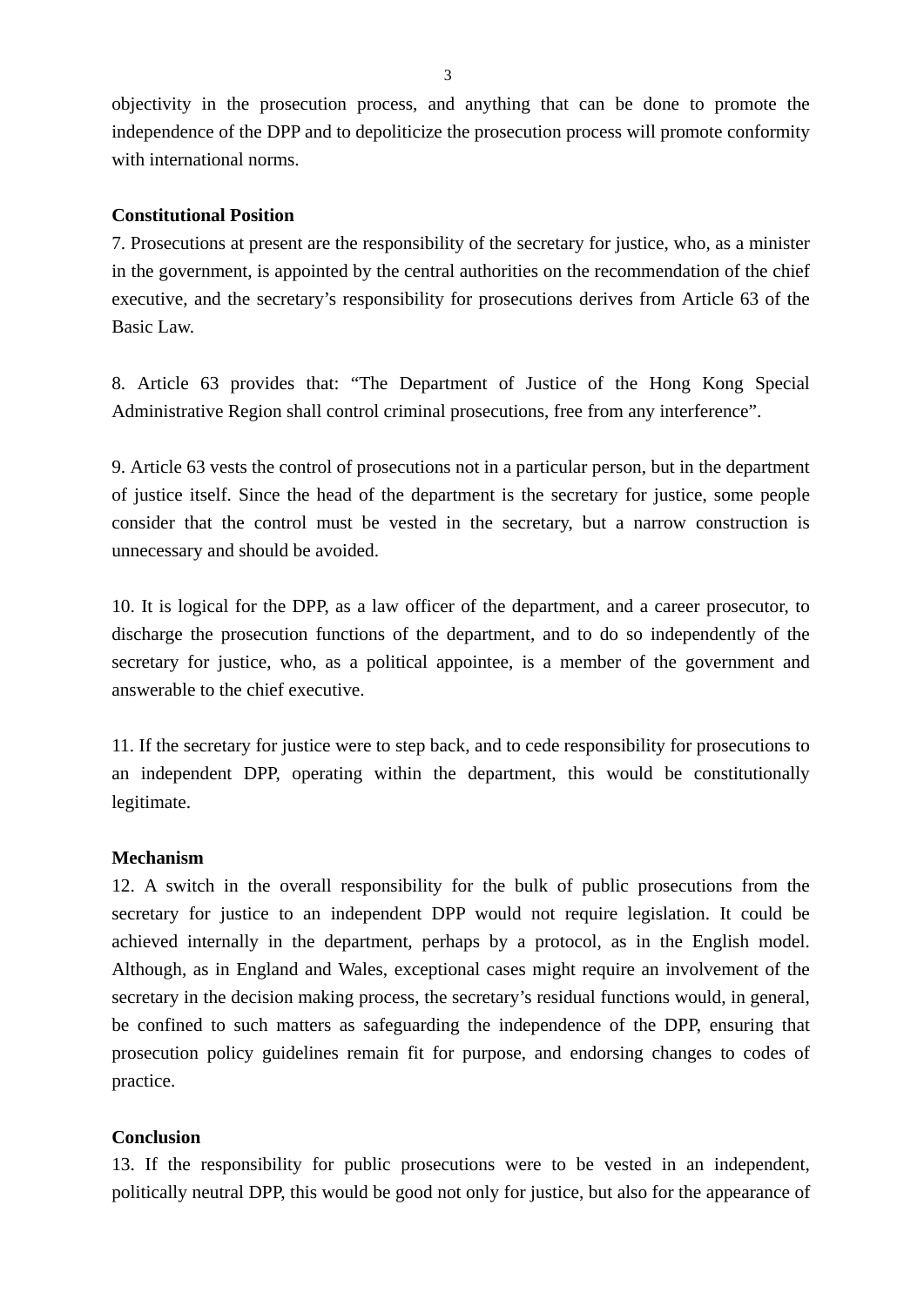objectivity in the prosecution process, and anything that can be done to promote the independence of the DPP and to depoliticize the prosecution process will promote conformity with international norms.

**Constitutional Position**

7. Prosecutions at present are the responsibility of the secretary for justice, who, as a minister in the government, is appointed by the central authorities on the recommendation of the chief executive, and the secretary's responsibility for prosecutions derives from Article 63 of the Basic Law.

8. Article 63 provides that: "The Department of Justice of the Hong Kong Special Administrative Region shall control criminal prosecutions, free from any interference".

9. Article 63 vests the control of prosecutions not in a particular person, but in the department of justice itself. Since the head of the department is the secretary for justice, some people consider that the control must be vested in the secretary, but a narrow construction is unnecessary and should be avoided.

10. It is logical for the DPP, as a law officer of the department, and a career prosecutor, to discharge the prosecution functions of the department, and to do so independently of the secretary for justice, who, as a political appointee, is a member of the government and answerable to the chief executive.

11. If the secretary for justice were to step back, and to cede responsibility for prosecutions to an independent DPP, operating within the department, this would be constitutionally legitimate.

**Mechanism**

12. A switch in the overall responsibility for the bulk of public prosecutions from the secretary for justice to an independent DPP would not require legislation. It could be achieved internally in the department, perhaps by a protocol, as in the English model. Although, as in England and Wales, exceptional cases might require an involvement of the secretary in the decision making process, the secretary's residual functions would, in general, be confined to such matters as safeguarding the independence of the DPP, ensuring that prosecution policy guidelines remain fit for purpose, and endorsing changes to codes of practice.

**Conclusion**

13. If the responsibility for public prosecutions were to be vested in an independent, politically neutral DPP, this would be good not only for justice, but also for the appearance of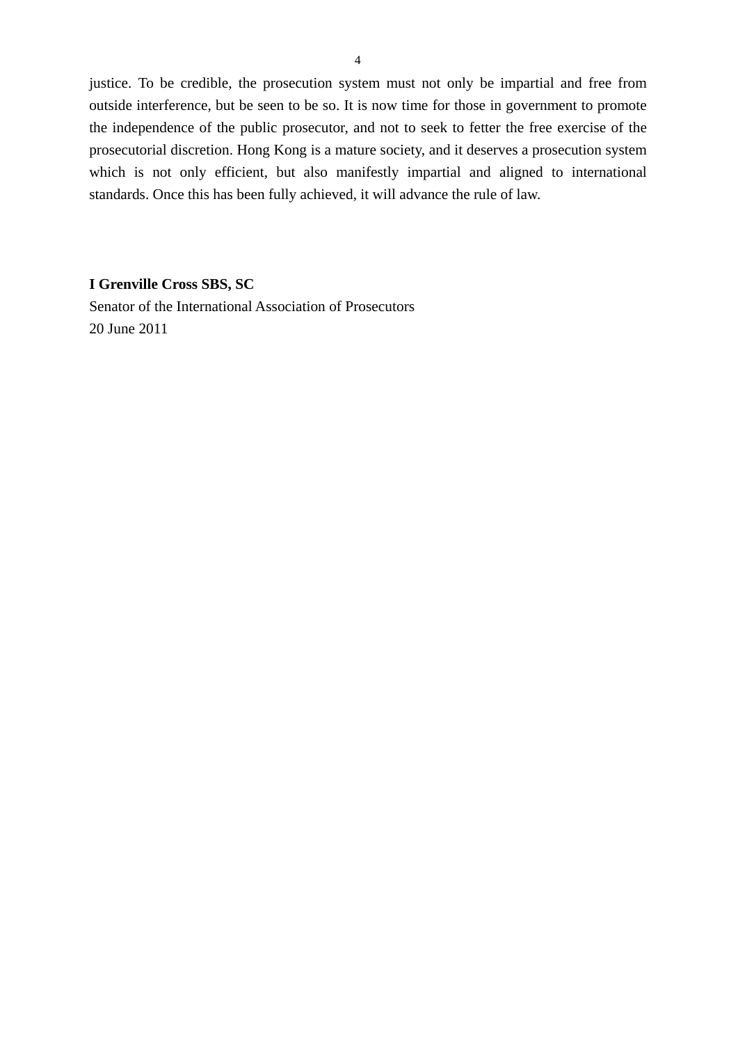justice. To be credible, the prosecution system must not only be impartial and free from outside interference, but be seen to be so. It is now time for those in government to promote the independence of the public prosecutor, and not to seek to fetter the free exercise of the prosecutorial discretion. Hong Kong is a mature society, and it deserves a prosecution system which is not only efficient, but also manifestly impartial and aligned to international standards. Once this has been fully achieved, it will advance the rule of law.

**I Grenville Cross SBS, SC**
Senator of the International Association of Prosecutors
20 June 2011